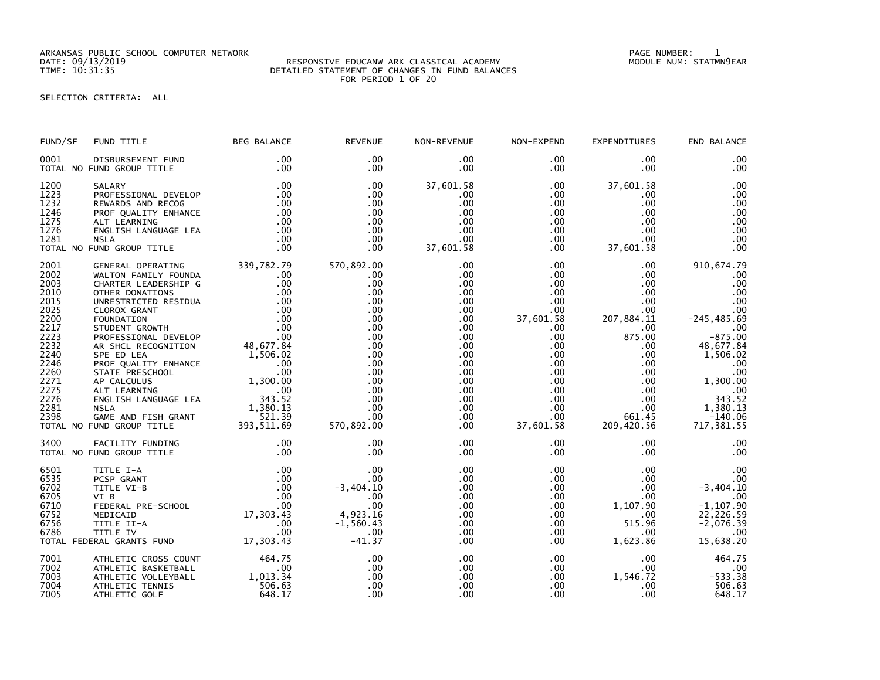ARKANSAS PUBLIC SCHOOL COMPUTER NETWORK
DATE: 09/13/2019
TIME: 10:31:35

RESPONSIVE EDUCANW ARK CLASSICAL ACADEMY
DETAILED STATEMENT OF CHANGES IN FUND BALANCES
FOR PERIOD 1 OF 20

MODULE NUM: STATMN9EAR

SELECTION CRITERIA: ALL

| FUND/SF | FUND TITLE | BEG BALANCE | REVENUE | NON-REVENUE | NON-EXPEND | EXPENDITURES | END BALANCE |
|---|---|---|---|---|---|---|---|
| 0001 | DISBURSEMENT FUND | .00 | .00 | .00 | .00 | .00 | .00 |
| TOTAL NO FUND GROUP TITLE | | .00 | .00 | .00 | .00 | .00 | .00 |
| 1200 | SALARY | .00 | .00 | 37,601.58 | .00 | 37,601.58 | .00 |
| 1223 | PROFESSIONAL DEVELOP | .00 | .00 | .00 | .00 | .00 | .00 |
| 1232 | REWARDS AND RECOG | .00 | .00 | .00 | .00 | .00 | .00 |
| 1246 | PROF QUALITY ENHANCE | .00 | .00 | .00 | .00 | .00 | .00 |
| 1275 | ALT LEARNING | .00 | .00 | .00 | .00 | .00 | .00 |
| 1276 | ENGLISH LANGUAGE LEA | .00 | .00 | .00 | .00 | .00 | .00 |
| 1281 | NSLA | .00 | .00 | .00 | .00 | .00 | .00 |
| TOTAL NO FUND GROUP TITLE | | .00 | .00 | 37,601.58 | .00 | 37,601.58 | .00 |
| 2001 | GENERAL OPERATING | 339,782.79 | 570,892.00 | .00 | .00 | .00 | 910,674.79 |
| 2002 | WALTON FAMILY FOUNDA | .00 | .00 | .00 | .00 | .00 | .00 |
| 2003 | CHARTER LEADERSHIP G | .00 | .00 | .00 | .00 | .00 | .00 |
| 2010 | OTHER DONATIONS | .00 | .00 | .00 | .00 | .00 | .00 |
| 2015 | UNRESTRICTED RESIDUA | .00 | .00 | .00 | .00 | .00 | .00 |
| 2025 | CLOROX GRANT | .00 | .00 | .00 | .00 | .00 | .00 |
| 2200 | FOUNDATION | .00 | .00 | .00 | 37,601.58 | 207,884.11 | -245,485.69 |
| 2217 | STUDENT GROWTH | .00 | .00 | .00 | .00 | .00 | .00 |
| 2223 | PROFESSIONAL DEVELOP | .00 | .00 | .00 | .00 | 875.00 | -875.00 |
| 2232 | AR SHCL RECOGNITION | 48,677.84 | .00 | .00 | .00 | .00 | 48,677.84 |
| 2240 | SPE ED LEA | 1,506.02 | .00 | .00 | .00 | .00 | 1,506.02 |
| 2246 | PROF QUALITY ENHANCE | .00 | .00 | .00 | .00 | .00 | .00 |
| 2260 | STATE PRESCHOOL | .00 | .00 | .00 | .00 | .00 | .00 |
| 2271 | AP CALCULUS | 1,300.00 | .00 | .00 | .00 | .00 | 1,300.00 |
| 2275 | ALT LEARNING | .00 | .00 | .00 | .00 | .00 | .00 |
| 2276 | ENGLISH LANGUAGE LEA | 343.52 | .00 | .00 | .00 | .00 | 343.52 |
| 2281 | NSLA | 1,380.13 | .00 | .00 | .00 | .00 | 1,380.13 |
| 2398 | GAME AND FISH GRANT | 521.39 | .00 | .00 | .00 | 661.45 | -140.06 |
| TOTAL NO FUND GROUP TITLE | | 393,511.69 | 570,892.00 | .00 | 37,601.58 | 209,420.56 | 717,381.55 |
| 3400 | FACILITY FUNDING | .00 | .00 | .00 | .00 | .00 | .00 |
| TOTAL NO FUND GROUP TITLE | | .00 | .00 | .00 | .00 | .00 | .00 |
| 6501 | TITLE I-A | .00 | .00 | .00 | .00 | .00 | .00 |
| 6535 | PCSP GRANT | .00 | .00 | .00 | .00 | .00 | .00 |
| 6702 | TITLE VI-B | .00 | -3,404.10 | .00 | .00 | .00 | -3,404.10 |
| 6705 | VI B | .00 | .00 | .00 | .00 | .00 | .00 |
| 6710 | FEDERAL PRE-SCHOOL | .00 | .00 | .00 | .00 | 1,107.90 | -1,107.90 |
| 6752 | MEDICAID | 17,303.43 | 4,923.16 | .00 | .00 | .00 | 22,226.59 |
| 6756 | TITLE II-A | .00 | -1,560.43 | .00 | .00 | 515.96 | -2,076.39 |
| 6786 | TITLE IV | .00 | .00 | .00 | .00 | .00 | .00 |
| TOTAL FEDERAL GRANTS FUND | | 17,303.43 | -41.37 | .00 | .00 | 1,623.86 | 15,638.20 |
| 7001 | ATHLETIC CROSS COUNT | 464.75 | .00 | .00 | .00 | .00 | 464.75 |
| 7002 | ATHLETIC BASKETBALL | .00 | .00 | .00 | .00 | .00 | .00 |
| 7003 | ATHLETIC VOLLEYBALL | 1,013.34 | .00 | .00 | .00 | 1,546.72 | -533.38 |
| 7004 | ATHLETIC TENNIS | 506.63 | .00 | .00 | .00 | .00 | 506.63 |
| 7005 | ATHLETIC GOLF | 648.17 | .00 | .00 | .00 | .00 | 648.17 |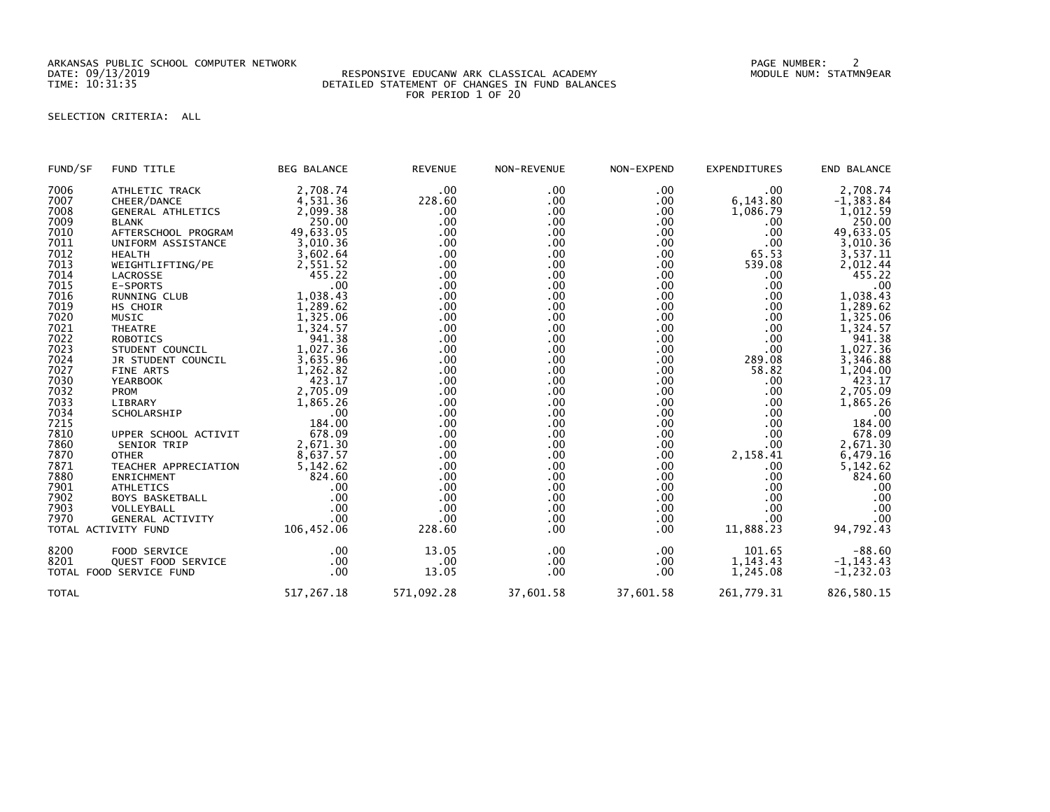ARKANSAS PUBLIC SCHOOL COMPUTER NETWORK
DATE: 09/13/2019
TIME: 10:31:35

RESPONSIVE EDUCANW ARK CLASSICAL ACADEMY
DETAILED STATEMENT OF CHANGES IN FUND BALANCES
FOR PERIOD 1 OF 20

PAGE NUMBER: 2
MODULE NUM: STATMN9EAR

SELECTION CRITERIA: ALL

| FUND/SF | FUND TITLE | BEG BALANCE | REVENUE | NON-REVENUE | NON-EXPEND | EXPENDITURES | END BALANCE |
|---|---|---|---|---|---|---|---|
| 7006 | ATHLETIC TRACK | 2,708.74 | .00 | .00 | .00 | .00 | 2,708.74 |
| 7007 | CHEER/DANCE | 4,531.36 | 228.60 | .00 | .00 | 6,143.80 | -1,383.84 |
| 7008 | GENERAL ATHLETICS | 2,099.38 | .00 | .00 | .00 | 1,086.79 | 1,012.59 |
| 7009 | BLANK | 250.00 | .00 | .00 | .00 | .00 | 250.00 |
| 7010 | AFTERSCHOOL PROGRAM | 49,633.05 | .00 | .00 | .00 | .00 | 49,633.05 |
| 7011 | UNIFORM ASSISTANCE | 3,010.36 | .00 | .00 | .00 | .00 | 3,010.36 |
| 7012 | HEALTH | 3,602.64 | .00 | .00 | .00 | 65.53 | 3,537.11 |
| 7013 | WEIGHTLIFTING/PE | 2,551.52 | .00 | .00 | .00 | 539.08 | 2,012.44 |
| 7014 | LACROSSE | 455.22 | .00 | .00 | .00 | .00 | 455.22 |
| 7015 | E-SPORTS | .00 | .00 | .00 | .00 | .00 | .00 |
| 7016 | RUNNING CLUB | 1,038.43 | .00 | .00 | .00 | .00 | 1,038.43 |
| 7019 | HS CHOIR | 1,289.62 | .00 | .00 | .00 | .00 | 1,289.62 |
| 7020 | MUSIC | 1,325.06 | .00 | .00 | .00 | .00 | 1,325.06 |
| 7021 | THEATRE | 1,324.57 | .00 | .00 | .00 | .00 | 1,324.57 |
| 7022 | ROBOTICS | 941.38 | .00 | .00 | .00 | .00 | 941.38 |
| 7023 | STUDENT COUNCIL | 1,027.36 | .00 | .00 | .00 | .00 | 1,027.36 |
| 7024 | JR STUDENT COUNCIL | 3,635.96 | .00 | .00 | .00 | 289.08 | 3,346.88 |
| 7027 | FINE ARTS | 1,262.82 | .00 | .00 | .00 | 58.82 | 1,204.00 |
| 7030 | YEARBOOK | 423.17 | .00 | .00 | .00 | .00 | 423.17 |
| 7032 | PROM | 2,705.09 | .00 | .00 | .00 | .00 | 2,705.09 |
| 7033 | LIBRARY | 1,865.26 | .00 | .00 | .00 | .00 | 1,865.26 |
| 7034 | SCHOLARSHIP | .00 | .00 | .00 | .00 | .00 | .00 |
| 7215 | | 184.00 | .00 | .00 | .00 | .00 | 184.00 |
| 7810 | UPPER SCHOOL ACTIVIT | 678.09 | .00 | .00 | .00 | .00 | 678.09 |
| 7860 | SENIOR TRIP | 2,671.30 | .00 | .00 | .00 | .00 | 2,671.30 |
| 7870 | OTHER | 8,637.57 | .00 | .00 | .00 | 2,158.41 | 6,479.16 |
| 7871 | TEACHER APPRECIATION | 5,142.62 | .00 | .00 | .00 | .00 | 5,142.62 |
| 7880 | ENRICHMENT | 824.60 | .00 | .00 | .00 | .00 | 824.60 |
| 7901 | ATHLETICS | .00 | .00 | .00 | .00 | .00 | .00 |
| 7902 | BOYS BASKETBALL | .00 | .00 | .00 | .00 | .00 | .00 |
| 7903 | VOLLEYBALL | .00 | .00 | .00 | .00 | .00 | .00 |
| 7970 | GENERAL ACTIVITY | .00 | .00 | .00 | .00 | .00 | .00 |
| TOTAL ACTIVITY FUND | | 106,452.06 | 228.60 | .00 | .00 | 11,888.23 | 94,792.43 |
| 8200 | FOOD SERVICE | .00 | 13.05 | .00 | .00 | 101.65 | -88.60 |
| 8201 | QUEST FOOD SERVICE | .00 | .00 | .00 | .00 | 1,143.43 | -1,143.43 |
| TOTAL FOOD SERVICE FUND | | .00 | 13.05 | .00 | .00 | 1,245.08 | -1,232.03 |
| TOTAL | | 517,267.18 | 571,092.28 | 37,601.58 | 37,601.58 | 261,779.31 | 826,580.15 |